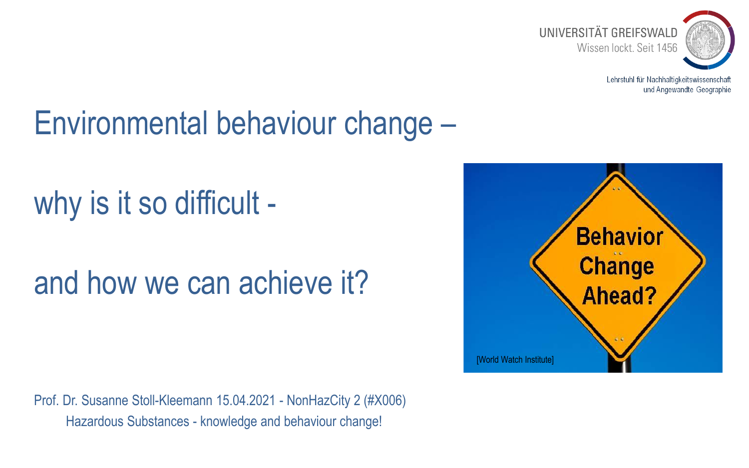UNIVERSITÄT GREIFSWALD
Wissen lockt. Seit 1456

Lehrstuhl für Nachhaltigkeitswissenschaft und Angewandte Geographie

# Environmental behaviour change –

# why is it so difficult -

# and how we can achieve it?

Behavior Change Ahead?

[World Watch Institute]

Prof. Dr. Susanne Stoll-Kleemann 15.04.2021 - NonHazCity 2 (#X006)
Hazardous Substances - knowledge and behaviour change!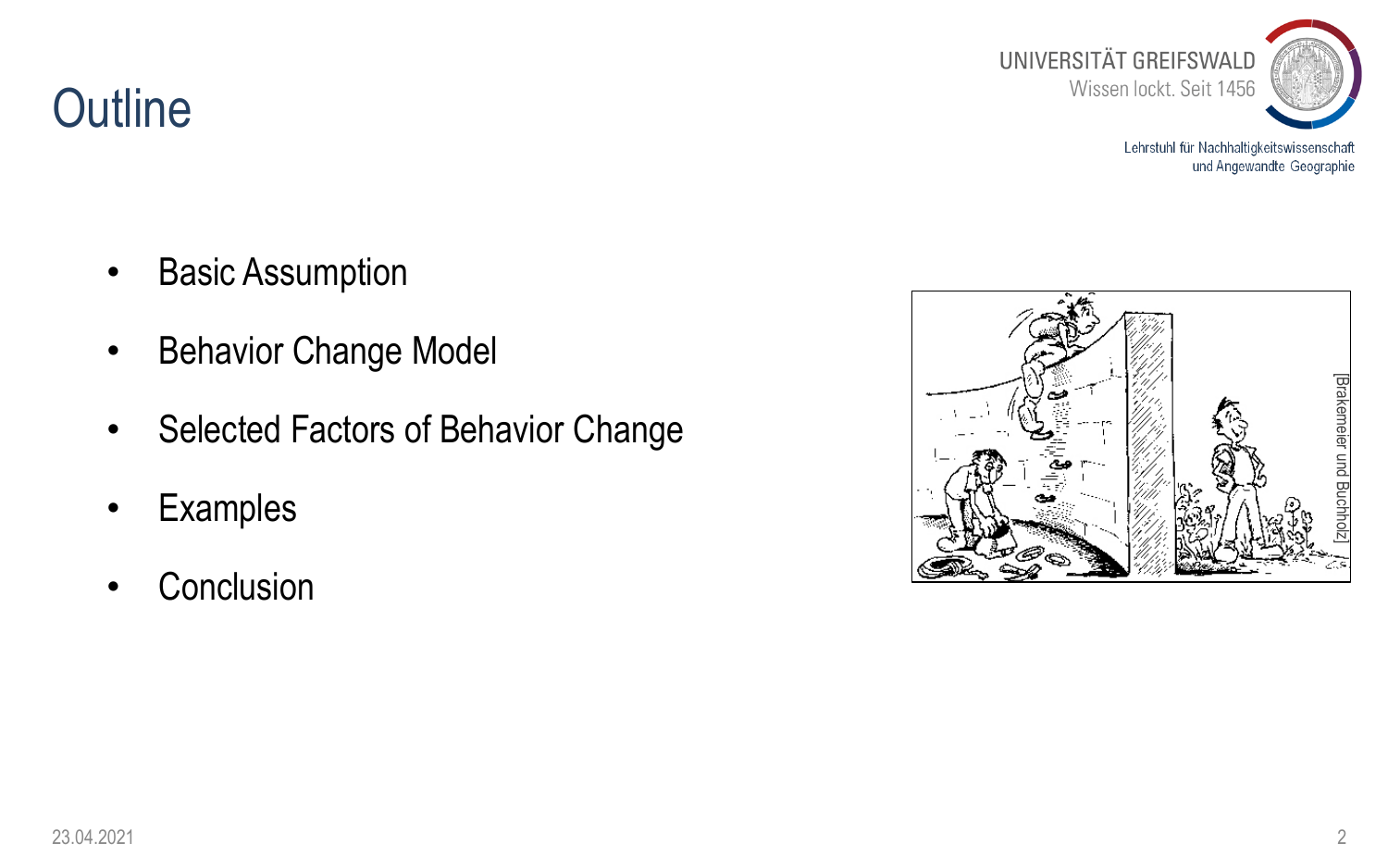# Outline

- Basic Assumption
- Behavior Change Model
- Selected Factors of Behavior Change
- Examples
- Conclusion

[Brakemeier und Buchholz]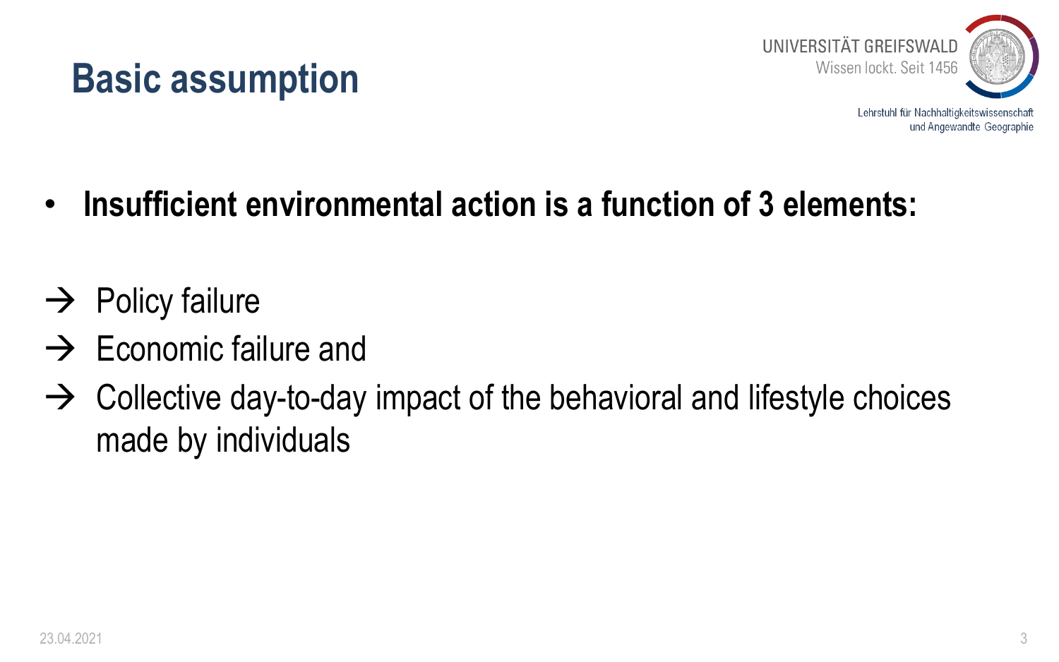# Basic assumption

- **Insufficient environmental action is a function of 3 elements:**

→ Policy failure
→ Economic failure and
→ Collective day-to-day impact of the behavioral and lifestyle choices made by individuals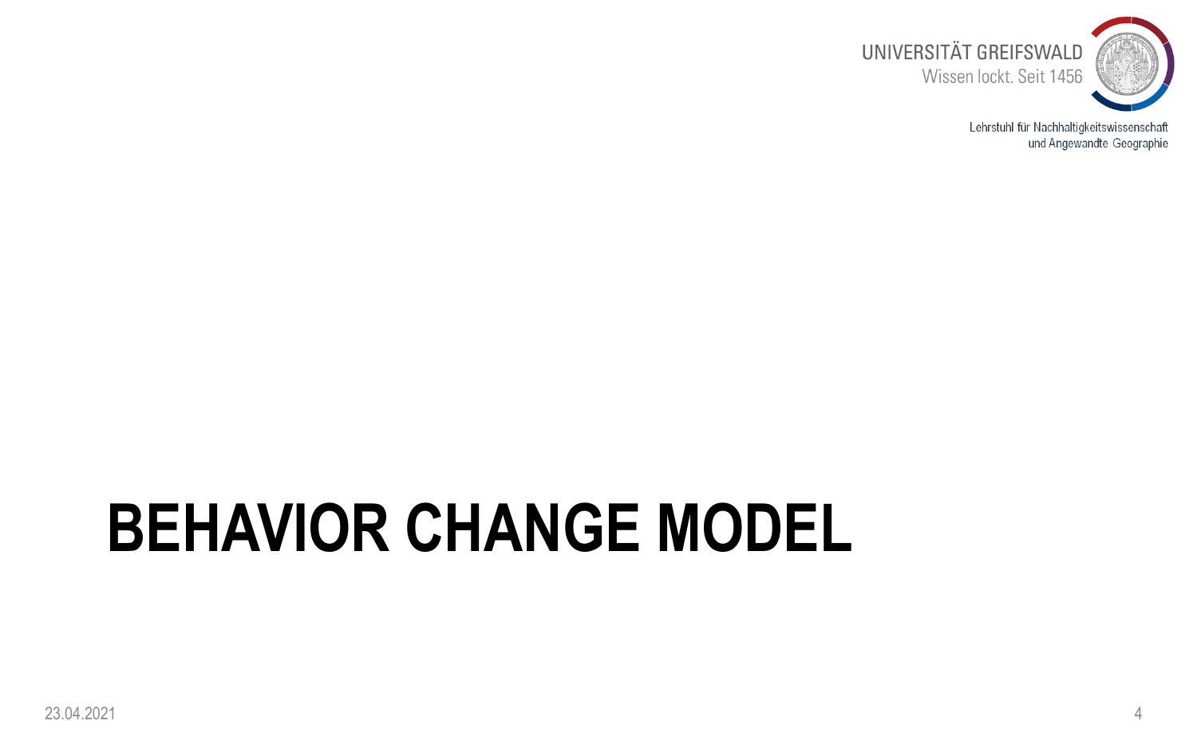# BEHAVIOR CHANGE MODEL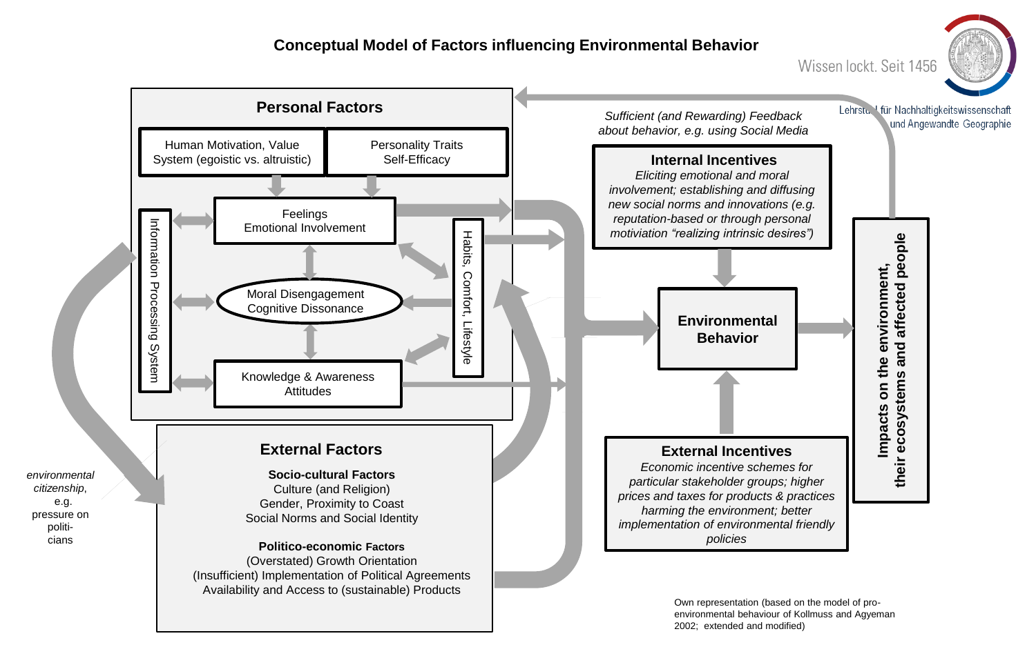# Conceptual Model of Factors influencing Environmental Behavior

Wissen lockt. Seit 1456

Lehrstuhl für Nachhaltigkeitswissenschaft und Angewandte Geographie

## Personal Factors

Human Motivation, Value System (egoistic vs. altruistic)

Personality Traits Self-Efficacy

Feelings Emotional Involvement

Information Processing System

Moral Disengagement Cognitive Dissonance

Habits, Comfort, Lifestyle

Knowledge & Awareness Attitudes

## External Factors

**Socio-cultural Factors**
Culture (and Religion)
Gender, Proximity to Coast
Social Norms and Social Identity

**Politico-economic Factors**
(Overstated) Growth Orientation
(Insufficient) Implementation of Political Agreements
Availability and Access to (sustainable) Products

*environmental citizenship*, e.g. pressure on politicians

*Sufficient (and Rewarding) Feedback about behavior, e.g. using Social Media*

## Internal Incentives

*Eliciting emotional and moral involvement; establishing and diffusing new social norms and innovations (e.g. reputation-based or through personal motiviation "realizing intrinsic desires")*

## Environmental Behavior

## External Incentives

*Economic incentive schemes for particular stakeholder groups; higher prices and taxes for products & practices harming the environment; better implementation of environmental friendly policies*

**Impacts on the environment, their ecosystems and affected people**

Own representation (based on the model of pro-environmental behaviour of Kollmuss and Agyeman 2002; extended and modified)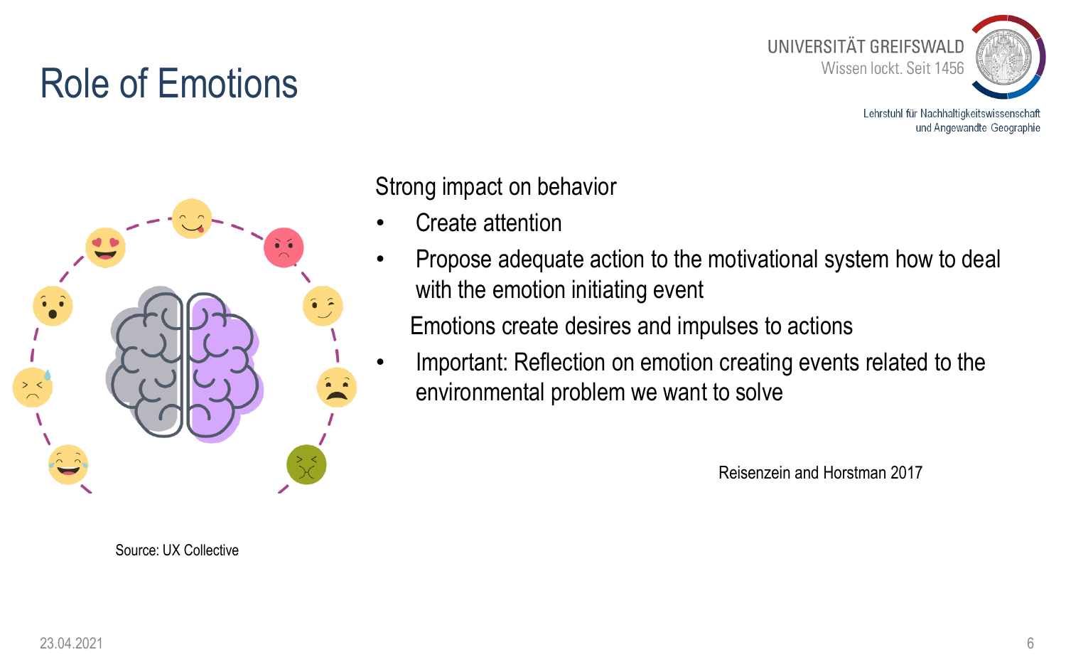# Role of Emotions

Strong impact on behavior

- Create attention
- Propose adequate action to the motivational system how to deal with the emotion initiating event

  Emotions create desires and impulses to actions

- Important: Reflection on emotion creating events related to the environmental problem we want to solve

Reisenzein and Horstman 2017

Source: UX Collective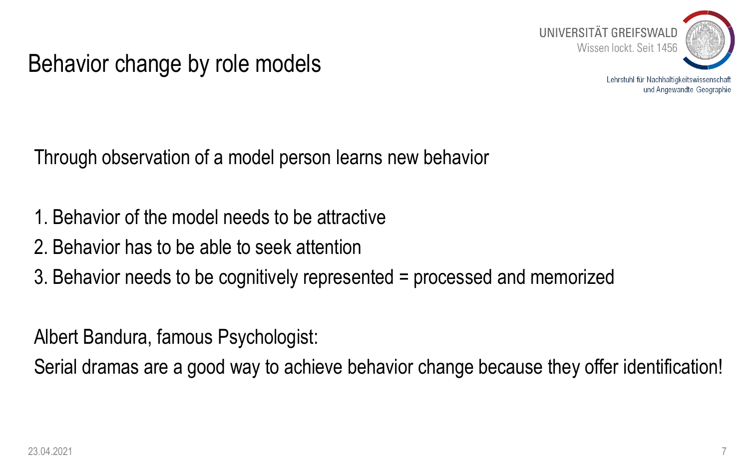# Behavior change by role models

Through observation of a model person learns new behavior

1. Behavior of the model needs to be attractive
2. Behavior has to be able to seek attention
3. Behavior needs to be cognitively represented = processed and memorized

Albert Bandura, famous Psychologist:

Serial dramas are a good way to achieve behavior change because they offer identification!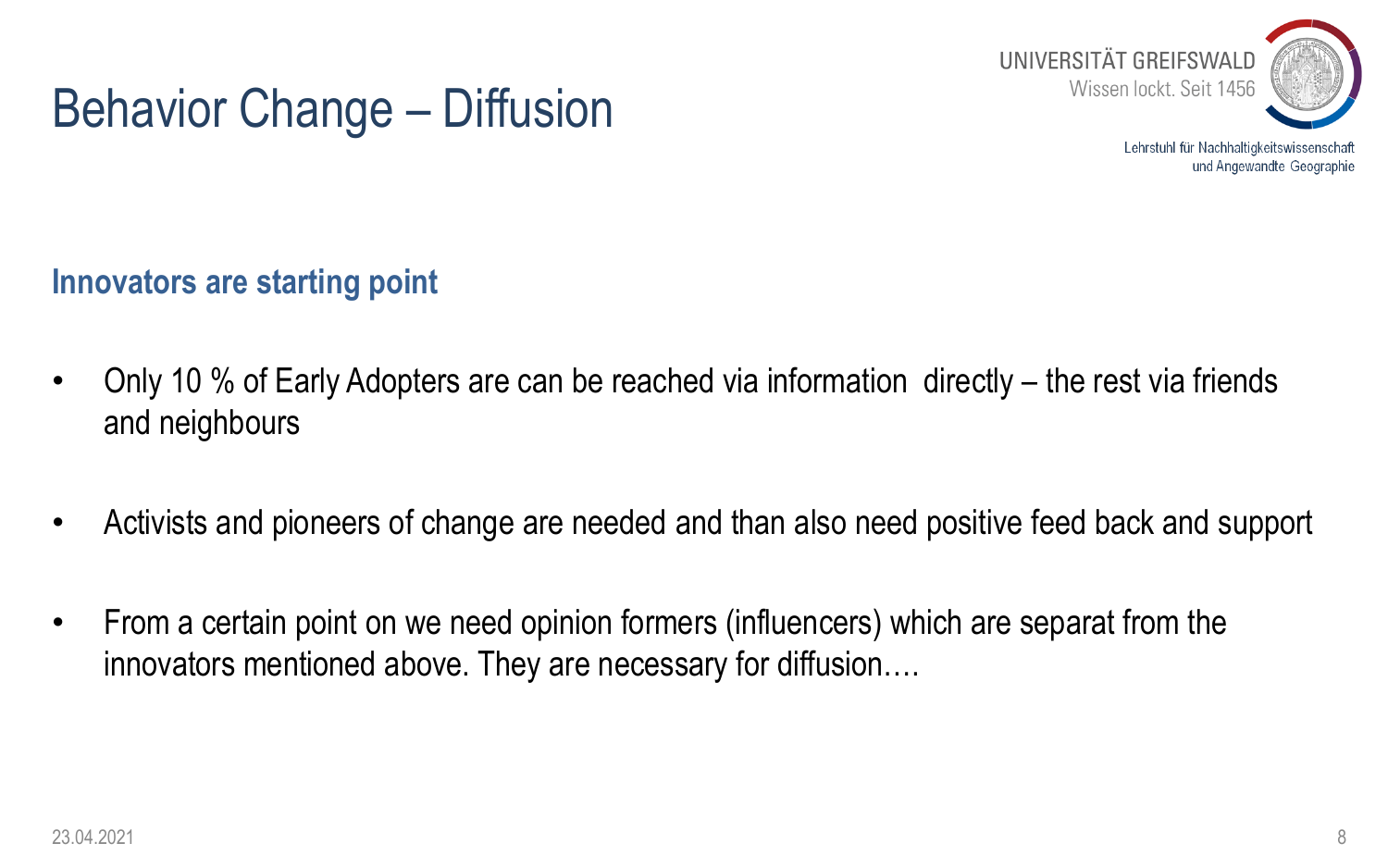# Behavior Change – Diffusion

**Innovators are starting point**

- Only 10 % of Early Adopters are can be reached via information  directly – the rest via friends and neighbours

- Activists and pioneers of change are needed and than also need positive feed back and support

- From a certain point on we need opinion formers (influencers) which are separat from the innovators mentioned above. They are necessary for diffusion….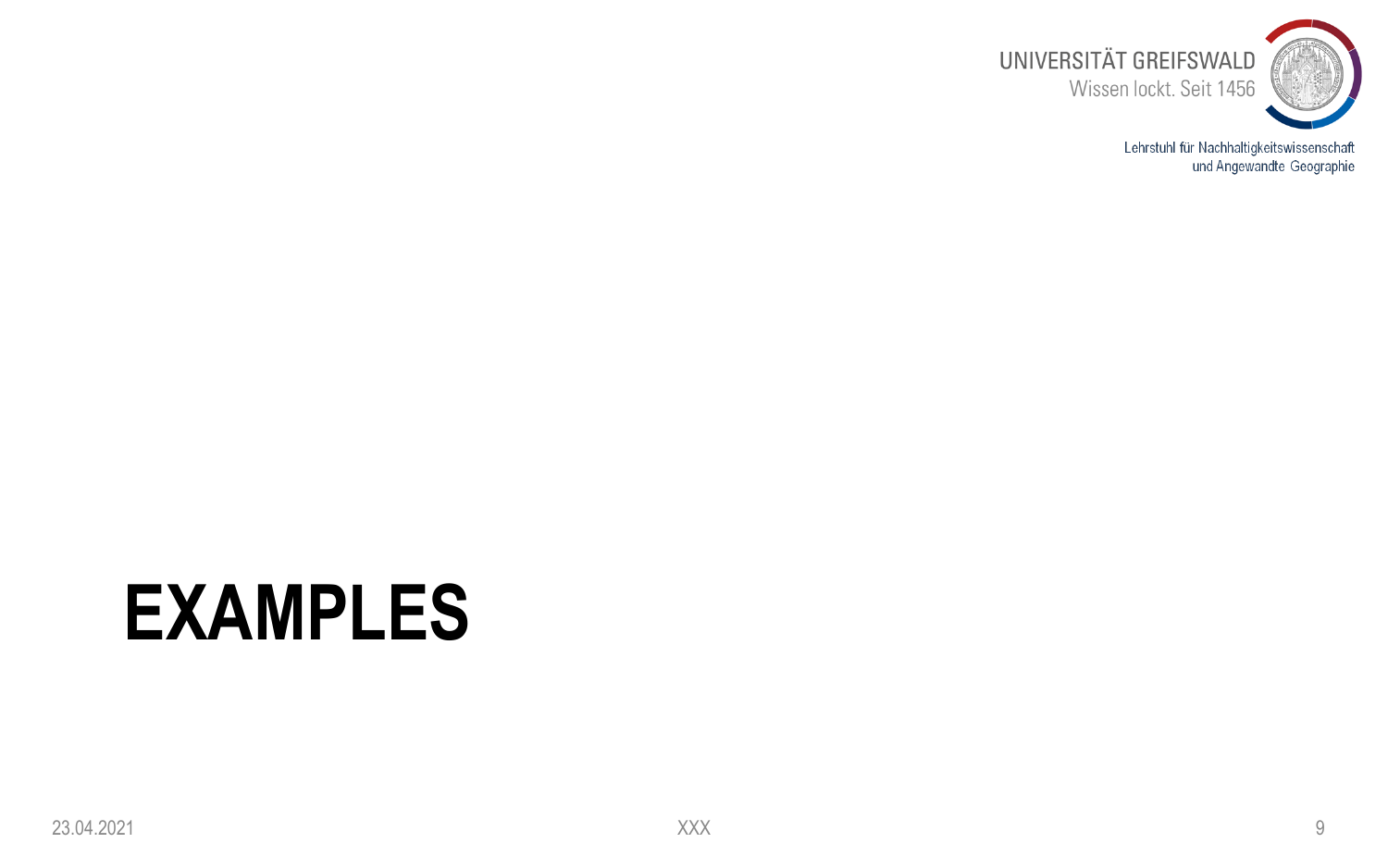# EXAMPLES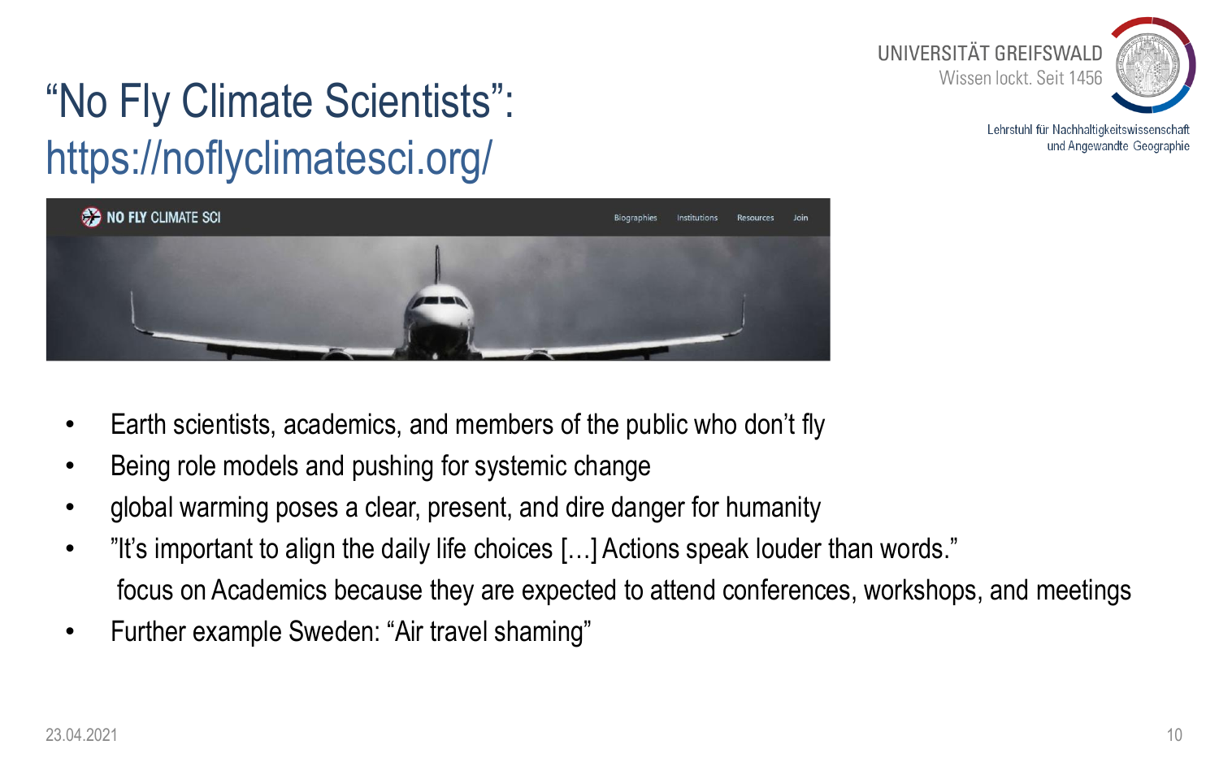# "No Fly Climate Scientists": https://noflyclimatesci.org/

- Earth scientists, academics, and members of the public who don't fly
- Being role models and pushing for systemic change
- global warming poses a clear, present, and dire danger for humanity
- "It's important to align the daily life choices […] Actions speak louder than words."
  focus on Academics because they are expected to attend conferences, workshops, and meetings
- Further example Sweden: "Air travel shaming"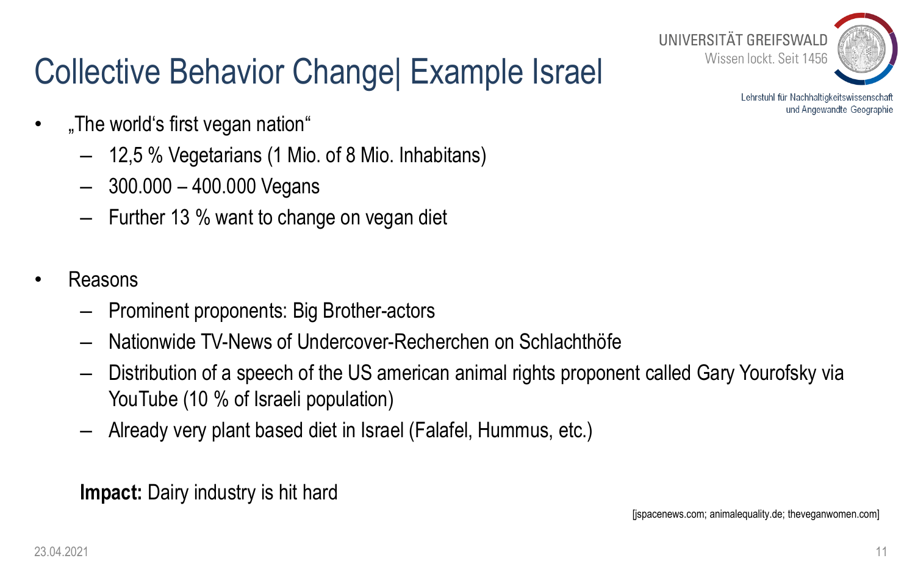# Collective Behavior Change| Example Israel

- „The world‘s first vegan nation“
  - 12,5 % Vegetarians (1 Mio. of 8 Mio. Inhabitans)
  - 300.000 – 400.000 Vegans
  - Further 13 % want to change on vegan diet

- Reasons
  - Prominent proponents: Big Brother-actors
  - Nationwide TV-News of Undercover-Recherchen on Schlachthöfe
  - Distribution of a speech of the US american animal rights proponent called Gary Yourofsky via YouTube (10 % of Israeli population)
  - Already very plant based diet in Israel (Falafel, Hummus, etc.)

**Impact:** Dairy industry is hit hard

[jspacenews.com; animalequality.de; theveganwomen.com]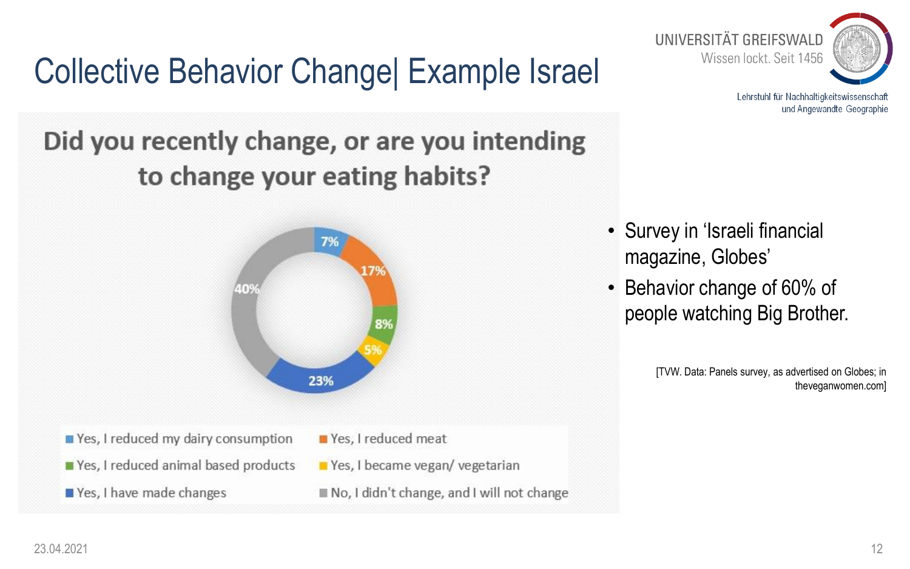# Collective Behavior Change| Example Israel

## Did you recently change, or are you intending to change your eating habits?

| Response | Share |
|---|---|
| Yes, I reduced my dairy consumption | 7% |
| Yes, I reduced meat | 17% |
| Yes, I reduced animal based products | 8% |
| Yes, I became vegan/ vegetarian | 5% |
| Yes, I have made changes | 23% |
| No, I didn't change, and I will not change | 40% |

- Survey in 'Israeli financial magazine, Globes'
- Behavior change of 60% of people watching Big Brother.

[TVW. Data: Panels survey, as advertised on Globes; in theveganwomen.com]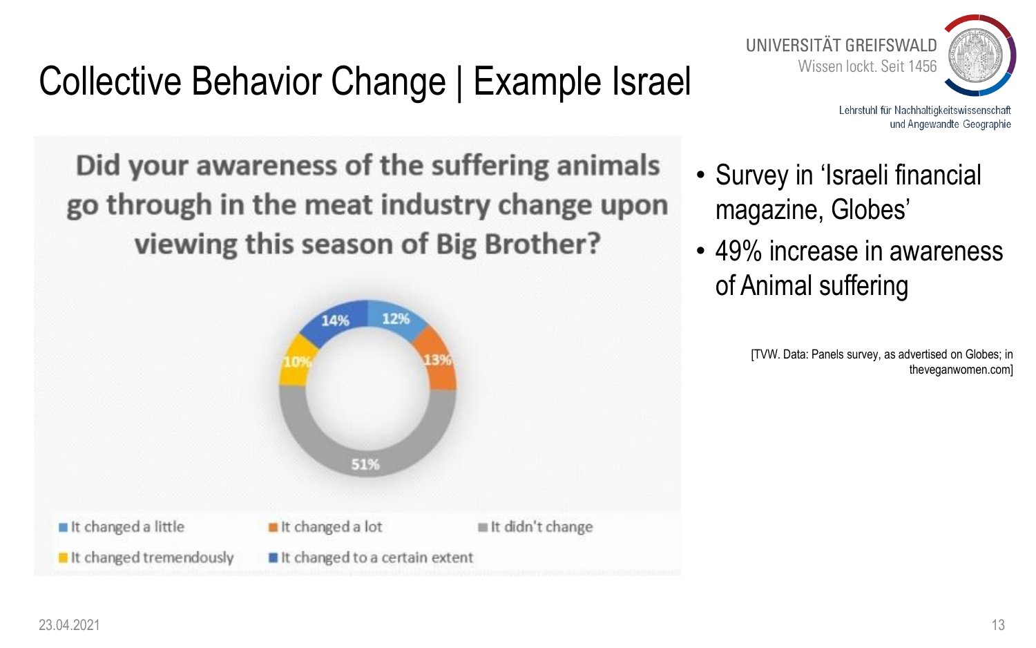# Collective Behavior Change | Example Israel

**Did your awareness of the suffering animals go through in the meat industry change upon viewing this season of Big Brother?**

- It changed a little: 12%
- It changed a lot: 13%
- It didn't change: 51%
- It changed tremendously: 10%
- It changed to a certain extent: 14%

- Survey in 'Israeli financial magazine, Globes'
- 49% increase in awareness of Animal suffering

[TVW. Data: Panels survey, as advertised on Globes; in theveganwomen.com]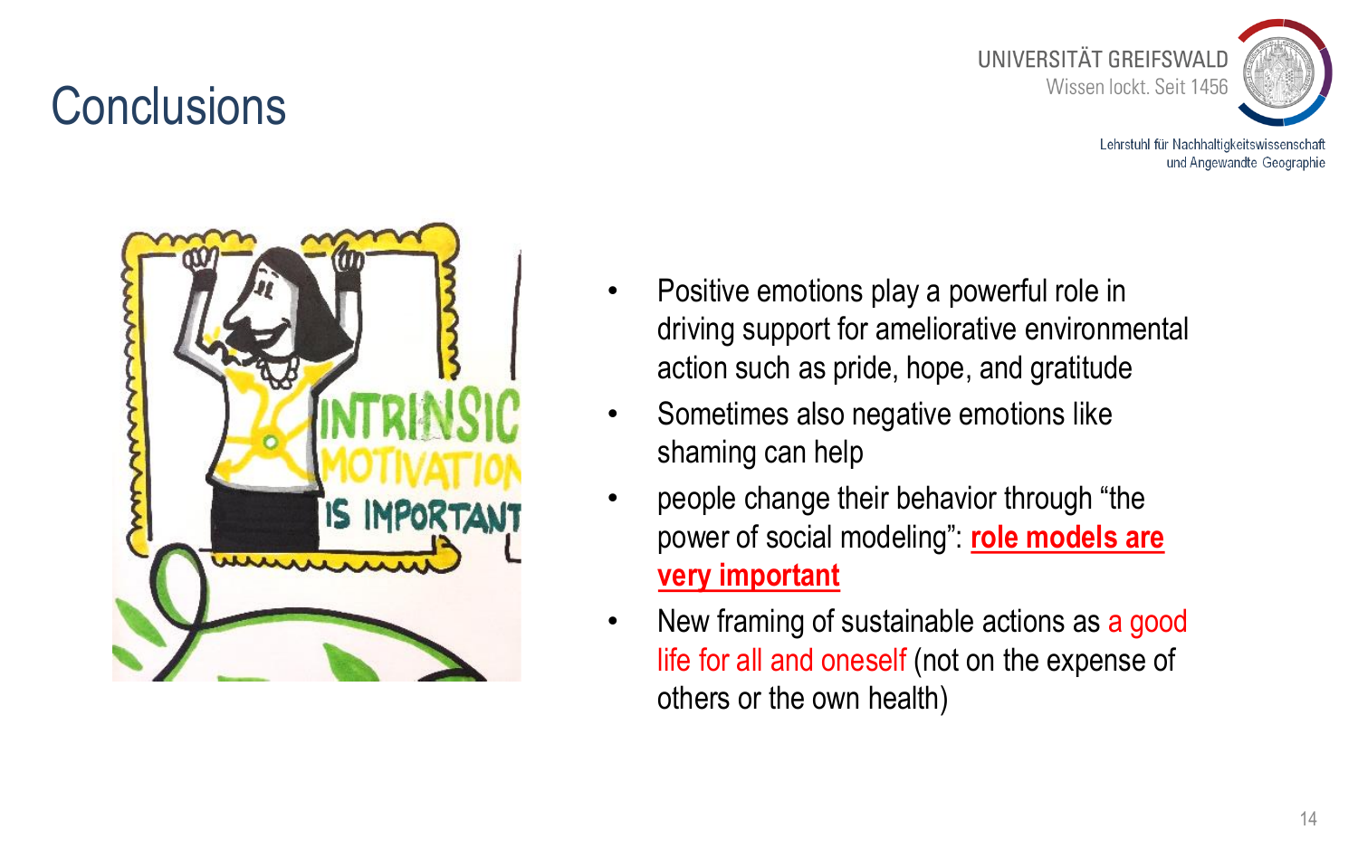# Conclusions

- Positive emotions play a powerful role in driving support for ameliorative environmental action such as pride, hope, and gratitude
- Sometimes also negative emotions like shaming can help
- people change their behavior through "the power of social modeling": **role models are very important**
- New framing of sustainable actions as a good life for all and oneself (not on the expense of others or the own health)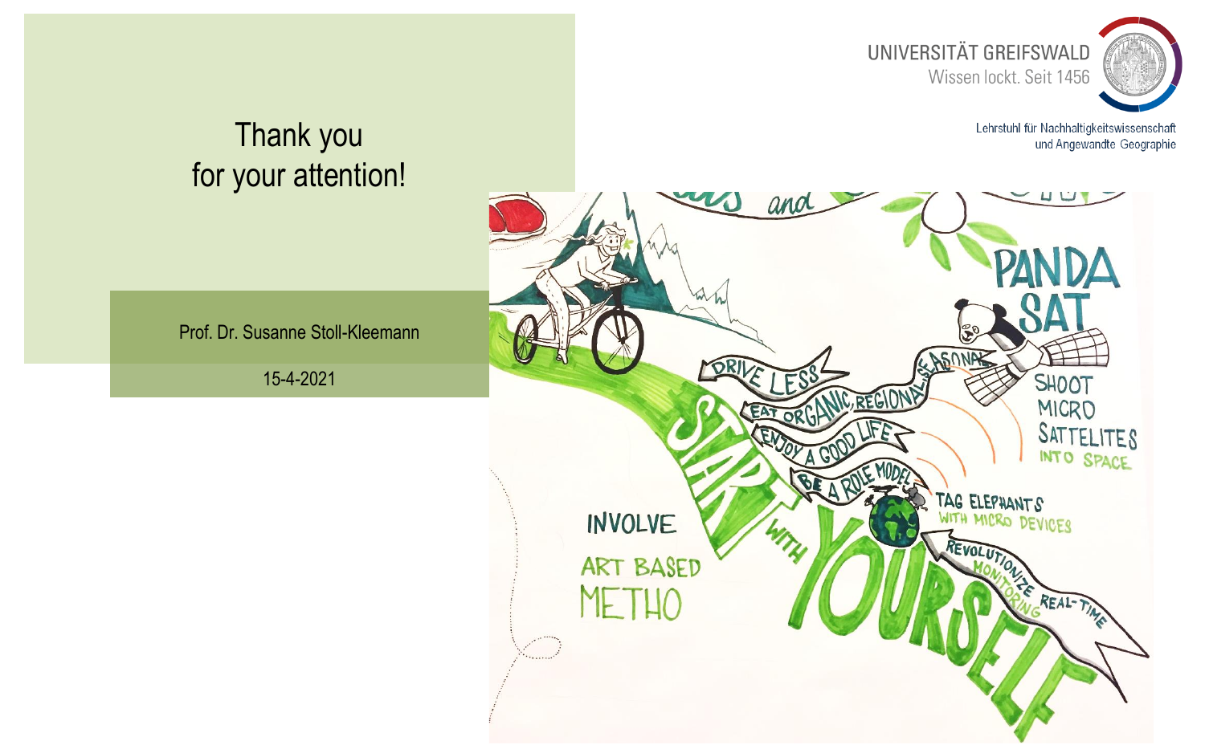UNIVERSITÄT GREIFSWALD
Wissen lockt. Seit 1456

Lehrstuhl für Nachhaltigkeitswissenschaft
und Angewandte Geographie

# Thank you for your attention!

Prof. Dr. Susanne Stoll-Kleemann

15-4-2021

and

PANDA SAT

SHOOT MICRO SATTELITES INTO SPACE

DRIVE LESS

EAT ORGANIC, REGIONAL, SEASONAL

ENJOY A GOOD LIFE

BE A ROLE MODEL

TAG ELEPHANTS WITH MICRO DEVICES

REVOLUTIONIZE REAL-TIME MONITORING

START WITH YOURSELF

INVOLVE

ART BASED METHO